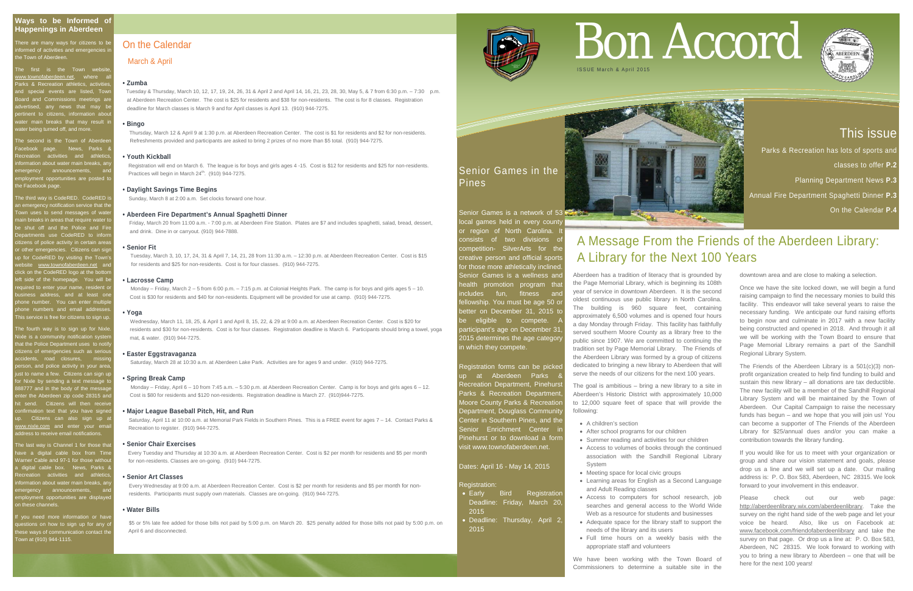## Ways to be Informed of Happenings in Aberdeen

There are many ways for citizens to be informed of activities and emergencies in the Town of Aberdeen.

The first is the Town website, www.townofaberdeen.net, where all Parks & Recreation athletics, activities, and special events are listed, Town Board and Commissions meetings are advertised, any news that may be pertinent to citizens, information about water main breaks that may result in water being turned off, and more.

The second is the Town of Aberdeen Facebook page. News, Parks & Recreation activities and athletics, information about water main breaks, any emergency announcements, and employment opportunities are posted to the Facebook page.

The third way is CodeRED. CodeRED is an emergency notification service that the Town uses to send messages of water main breaks in areas that require water to be shut off and the Police and Fire Departments use CodeRED to inform citizens of police activity in certain areas or other emergencies. Citizens can sign up for CodeRED by visiting the Town's website www.townofaberdeen.net and click on the CodeRED logo at the bottom left side of the homepage. You will be required to enter your name, resident or business address, and at least one phone number. You can enter multiple phone numbers and email addresses. This service is free for citizens to sign up.

The fourth way is to sign up for Nixle. Nixle is a community notification system that the Police Department uses to notify citizens of emergencies such as serious accidents, road closures, missing person, and police activity in your area, just to name a few. Citizens can sign up for Nixle by sending a text message to 888777 and in the body of the message enter the Aberdeen zip code 28315 and hit send. Citizens will then receive confirmation text that you have signed up. Citizens can also sign up at www.nixle.com and enter your email address to receive email notifications.

The last way is Channel 1 for those that have a digital cable box from Time Warner Cable and 97-1 for those without a digital cable box. News, Parks & Recreation activities and athletics, information about water main breaks, any emergency announcements, and employment opportunities are displayed on these channels.

If you need more information or have questions on how to sign up for any of these ways of communication contact the Town at (910) 944-1115.

## On the Calendar

### March & April

**• Zumba**

Tuesday & Thursday, March 10, 12, 17, 19, 24, 26, 31 & April 2 and April 14, 16, 21, 23, 28, 30, May 5, & 7 from 6:30 p.m. – 7:30 p.m. at Aberdeen Recreation Center. The cost is $25 for residents and $38 for non-residents. The cost is for 8 classes. Registration deadline for March classes is March 9 and for April classes is April 13. (910) 944-7275.

**• Bingo**

Thursday, March 12 & April 9 at 1:30 p.m. at Aberdeen Recreation Center. The cost is $1 for residents and $2 for non-residents. Refreshments provided and participants are asked to bring 2 prizes of no more than $5 total. (910) 944-7275.

**• Youth Kickball**

Registration will end on March 6. The league is for boys and girls ages 4 -15. Cost is $12 for residents and $25 for non-residents. Practices will begin in March 24th. (910) 944-7275.

**• Daylight Savings Time Begins**

Sunday, March 8 at 2:00 a.m. Set clocks forward one hour.

**• Aberdeen Fire Department's Annual Spaghetti Dinner**

Friday, March 20 from 11:00 a.m. - 7:00 p.m. at Aberdeen Fire Station. Plates are $7 and includes spaghetti, salad, bread, dessert, and drink. Dine in or carryout. (910) 944-7888.

**• Senior Fit**

Tuesday, March 3, 10, 17, 24, 31 & April 7, 14, 21, 28 from 11:30 a.m. – 12:30 p.m. at Aberdeen Recreation Center. Cost is $15 for residents and $25 for non-residents. Cost is for four classes. (910) 944-7275.

**• Lacrosse Camp**

Monday – Friday, March 2 – 5 from 6:00 p.m. – 7:15 p.m. at Colonial Heights Park. The camp is for boys and girls ages 5 – 10. Cost is $30 for residents and $40 for non-residents. Equipment will be provided for use at camp. (910) 944-7275.

**• Yoga**

Wednesday, March 11, 18, 25, & April 1 and April 8, 15, 22, & 29 at 9:00 a.m. at Aberdeen Recreation Center. Cost is $20 for residents and $30 for non-residents. Cost is for four classes. Registration deadline is March 6. Participants should bring a towel, yoga mat, & water. (910) 944-7275.

**• Easter Eggstravaganza**

Saturday, March 28 at 10:30 a.m. at Aberdeen Lake Park. Activities are for ages 9 and under. (910) 944-7275.

**• Spring Break Camp**

Monday – Friday, April 6 – 10 from 7:45 a.m. – 5:30 p.m. at Aberdeen Recreation Center. Camp is for boys and girls ages 6 – 12. Cost is $80 for residents and $120 non-residents. Registration deadline is March 27. (910)944-7275.

**• Major League Baseball Pitch, Hit, and Run**

Saturday, April 11 at 10:00 a.m. at Memorial Park Fields in Southern Pines. This is a FREE event for ages 7 – 14. Contact Parks & Recreation to register. (910) 944-7275.

**• Senior Chair Exercises**

Every Tuesday and Thursday at 10:30 a.m. at Aberdeen Recreation Center. Cost is $2 per month for residents and $5 per month for non-residents. Classes are on-going. (910) 944-7275.

**• Senior Art Classes**

Every Wednesday at 9:00 a.m. at Aberdeen Recreation Center. Cost is $2 per month for residents and $5 per month for non-residents. Participants must supply own materials. Classes are on-going. (910) 944-7275.

**• Water Bills**

$5 or 5% late fee added for those bills not paid by 5:00 p.m. on March 20. $25 penalty added for those bills not paid by 5:00 p.m. on April 6 and disconnected.

# Bon Accord

ISSUE March & April 2015

## This issue

Parks & Recreation has lots of sports and classes to offer **P.2**

Planning Department News **P.3**

Annual Fire Department Spaghetti Dinner **P.3**

On the Calendar **P.4**

## Senior Games in the Pines

Senior Games is a network of 53 local games held in every county or region of North Carolina. It consists of two divisions of competition- SilverArts for the creative person and official sports for those more athletically inclined. Senior Games is a wellness and health promotion program that includes fun, fitness and fellowship. You must be age 50 or better on December 31, 2015 to be eligible to compete. A participant's age on December 31, 2015 determines the age category in which they compete.

Registration forms can be picked up at Aberdeen Parks & Recreation Department, Pinehurst Parks & Recreation Department, Moore County Parks & Recreation Department, Douglass Community Center in Southern Pines, and the Senior Enrichment Center in Pinehurst or to download a form visit www.townofaberdeen.net.

Dates: April 16 - May 14, 2015

Registration:

- Early Bird Registration Deadline: Friday, March 20, 2015
- Deadline: Thursday, April 2, 2015

## A Message From the Friends of the Aberdeen Library: A Library for the Next 100 Years

Aberdeen has a tradition of literacy that is grounded by the Page Memorial Library, which is beginning its 108th year of service in downtown Aberdeen. It is the second oldest continuous use public library in North Carolina. The building is 960 square feet, containing approximately 6,500 volumes and is opened four hours a day Monday through Friday. This facility has faithfully served southern Moore County as a library free to the public since 1907. We are committed to continuing the tradition set by Page Memorial Library. The Friends of the Aberdeen Library was formed by a group of citizens dedicated to bringing a new library to Aberdeen that will serve the needs of our citizens for the next 100 years.

The goal is ambitious – bring a new library to a site in Aberdeen's Historic District with approximately 10,000 to 12,000 square feet of space that will provide the following:

- A children's section
- After school programs for our children
- Summer reading and activities for our children
- Access to volumes of books through the continued association with the Sandhill Regional Library System
- Meeting space for local civic groups
- Learning areas for English as a Second Language and Adult Reading classes
- Access to computers for school research, job searches and general access to the World Wide Web as a resource for students and businesses
- Adequate space for the library staff to support the needs of the library and its users
- Full time hours on a weekly basis with the appropriate staff and volunteers

We have been working with the Town Board of Commissioners to determine a suitable site in the downtown area and are close to making a selection.

Once we have the site locked down, we will begin a fund raising campaign to find the necessary monies to build this facility. This endeavor will take several years to raise the necessary funding. We anticipate our fund raising efforts to begin now and culminate in 2017 with a new facility being constructed and opened in 2018. And through it all we will be working with the Town Board to ensure that Page Memorial Library remains a part of the Sandhill Regional Library System.

The Friends of the Aberdeen Library is a 501(c)(3) non-profit organization created to help find funding to build and sustain this new library – all donations are tax deductible. The new facility will be a member of the Sandhill Regional Library System and will be maintained by the Town of Aberdeen. Our Capital Campaign to raise the necessary funds has begun – and we hope that you will join us! You can become a supporter of The Friends of the Aberdeen Library for $25/annual dues and/or you can make a contribution towards the library funding.

If you would like for us to meet with your organization or group and share our vision statement and goals, please drop us a line and we will set up a date. Our mailing address is: P. O. Box 583, Aberdeen, NC 28315. We look forward to your involvement in this endeavor.

Please check out our web page: http://aberdeenlibrary.wix.com/aberdeenlibrary. Take the survey on the right hand side of the web page and let your voice be heard. Also, like us on Facebook at: www.facebook.com/friendofaberdeenlibrary and take the survey on that page. Or drop us a line at: P. O. Box 583, Aberdeen, NC 28315. We look forward to working with you to bring a new library to Aberdeen – one that will be here for the next 100 years!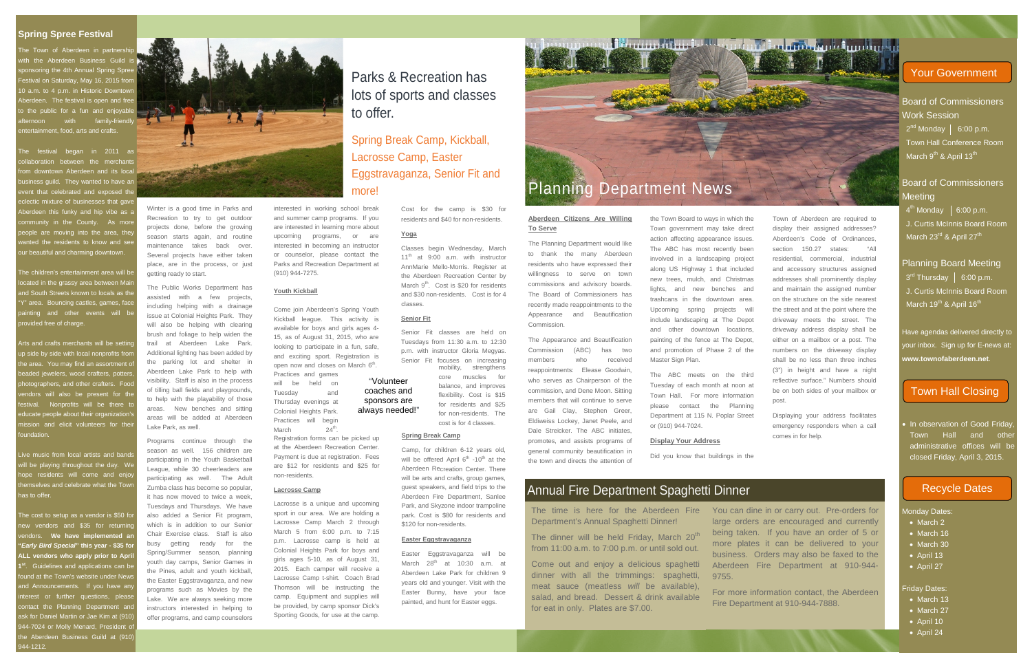## Spring Spree Festival

The Town of Aberdeen in partnership with the Aberdeen Business Guild is sponsoring the 4th Annual Spring Spree Festival on Saturday, May 16, 2015 from 10 a.m. to 4 p.m. in Historic Downtown Aberdeen. The festival is open and free to the public for a fun and enjoyable afternoon with family-friendly entertainment, food, arts and crafts.

The festival began in 2011 as collaboration between the merchants from downtown Aberdeen and its local business guild. They wanted to have an event that celebrated and exposed the eclectic mixture of businesses that gave Aberdeen this funky and hip vibe as a community in the County. As more people are moving into the area, they wanted the residents to know and see our beautiful and charming downtown.

The children's entertainment area will be located in the grassy area between Main and South Streets known to locals as the "Y" area. Bouncing castles, games, face painting and other events will be provided free of charge.

Arts and crafts merchants will be setting up side by side with local nonprofits from the area. You may find an assortment of beaded jewelers, wood crafters, potters, photographers, and other crafters. Food vendors will also be present for the festival. Nonprofits will be there to educate people about their organization's mission and elicit volunteers for their foundation.

Live music from local artists and bands will be playing throughout the day. We hope residents will come and enjoy themselves and celebrate what the Town has to offer.

The cost to setup as a vendor is $50 for new vendors and $35 for returning vendors. **We have implemented an "*Early Bird Special*" this year - $35 for ALL vendors who apply prior to April 1st**. Guidelines and applications can be found at the Town's website under News and Announcements. If you have any interest or further questions, please contact the Planning Department and ask for Daniel Martin or Jae Kim at (910) 944-7024 or Molly Menard, President of the Aberdeen Business Guild at (910) 944-1212.

# Parks & Recreation has lots of sports and classes to offer.

## Spring Break Camp, Kickball, Lacrosse Camp, Easter Eggstravaganza, Senior Fit and more!

Winter is a good time in Parks and Recreation to try to get outdoor projects done, before the growing season starts again, and routine maintenance takes back over. Several projects have either taken place, are in the process, or just getting ready to start.

The Public Works Department has assisted with a few projects, including helping with a drainage issue at Colonial Heights Park. They will also be helping with clearing brush and foliage to help widen the trail at Aberdeen Lake Park. Additional lighting has been added by the parking lot and shelter in Aberdeen Lake Park to help with visibility. Staff is also in the process of tilling ball fields and playgrounds, to help with the playability of those areas. New benches and sitting areas will be added at Aberdeen Lake Park, as well.

Programs continue through the season as well. 156 children are participating in the Youth Basketball League, while 30 cheerleaders are participating as well. The Adult Zumba class has become so popular, it has now moved to twice a week, Tuesdays and Thursdays. We have also added a Senior Fit program, which is in addition to our Senior Chair Exercise class. Staff is busy getting ready for the Spring/Summer season, planning youth day camps, Senior Games in the Pines, adult and youth kickball, the Easter Eggstravaganza, and new programs such as Movies by the Lake. We are always seeking more instructors interested in helping to offer programs, and camp counselors interested in working school break and summer camp programs. If you are interested in learning more about upcoming programs, or are interested in becoming an instructor or counselor, please contact the Parks and Recreation Department at (910) 944-7275.

### Youth Kickball

Come join Aberdeen's Spring Youth Kickball league. This activity is available for boys and girls ages 4-15, as of August 31, 2015, who are looking to participate in a fun, safe, and exciting sport. Registration is open now and closes on March 6th. Practices and games will be held on Tuesday and Thursday evenings at Colonial Heights Park. Practices will begin March 24th. Registration forms can be picked up at the Aberdeen Recreation Center. Payment is due at registration. Fees are $12 for residents and $25 for non-residents.

"Volunteer coaches and sponsors are always needed!"

### Lacrosse Camp

Lacrosse is a unique and upcoming sport in our area. We are holding a Lacrosse Camp March 2 through March 5 from 6:00 p.m. to 7:15 p.m. Lacrosse camp is held at Colonial Heights Park for boys and girls ages 5-10, as of August 31, 2015. Each camper will receive a Lacrosse Camp t-shirt. Coach Brad Thomson will be instructing the camp. Equipment and supplies will be provided, by camp sponsor Dick's Sporting Goods, for use at the camp. Cost for the camp is $30 for residents and $40 for non-residents.

### Yoga

Classes begin Wednesday, March 11th at 9:00 a.m. with instructor AnnMarie Mello-Morris. Register at the Aberdeen Recreation Center by March 9th. Cost is $20 for residents and $30 non-residents. Cost is for 4 classes.

### Senior Fit

Senior Fit classes are held on Tuesdays from 11:30 a.m. to 12:30 p.m. with instructor Gloria Megyas. Senior Fit focuses on increasing mobility, strengthens core muscles for balance, and improves flexibility. Cost is $15 for residents and $25 for non-residents. The cost is for 4 classes.

### Spring Break Camp

Camp, for children 6-12 years old, will be offered April 6th -10th at the Aberdeen Recreation Center. There will be arts and crafts, group games, guest speakers, and field trips to the Aberdeen Fire Department, Sanlee Park, and Skyzone indoor trampoline park. Cost is $80 for residents and $120 for non-residents.

### Easter Eggstravaganza

Easter Eggstravaganza will be March 28th at 10:30 a.m. at Aberdeen Lake Park for children 9 years old and younger. Visit with the Easter Bunny, have your face painted, and hunt for Easter eggs.

# Planning Department News

### Aberdeen Citizens Are Willing To Serve

The Planning Department would like to thank the many Aberdeen residents who have expressed their willingness to serve on town commissions and advisory boards. The Board of Commissioners has recently made reappointments to the Appearance and Beautification Commission.

The Appearance and Beautification Commission (ABC) has two members who received reappointments: Elease Goodwin, who serves as Chairperson of the commission, and Dene Moon. Sitting members that will continue to serve are Gail Clay, Stephen Greer, Eldiweiss Lockey, Janet Peele, and Dale Streicker. The ABC initiates, promotes, and assists programs of general community beautification in the town and directs the attention of the Town Board to ways in which the Town government may take direct action affecting appearance issues. The ABC has most recently been involved in a landscaping project along US Highway 1 that included new trees, mulch, and Christmas lights, and new benches and trashcans in the downtown area. Upcoming spring projects will include landscaping at The Depot and other downtown locations, painting of the fence at The Depot, and promotion of Phase 2 of the Master Sign Plan.

The ABC meets on the third Tuesday of each month at noon at Town Hall. For more information please contact the Planning Department at 115 N. Poplar Street or (910) 944-7024.

### Display Your Address

Did you know that buildings in the Town of Aberdeen are required to display their assigned addresses? Aberdeen's Code of Ordinances, section 150.27 states: "All residential, commercial, industrial and accessory structures assigned addresses shall prominently display and maintain the assigned number on the structure on the side nearest the street and at the point where the driveway meets the street. The driveway address display shall be either on a mailbox or a post. The numbers on the driveway display shall be no less than three inches (3") in height and have a night reflective surface." Numbers should be on both sides of your mailbox or post.

Displaying your address facilitates emergency responders when a call comes in for help.

## Annual Fire Department Spaghetti Dinner

The time is here for the Aberdeen Fire Department's Annual Spaghetti Dinner!

The dinner will be held Friday, March 20th from 11:00 a.m. to 7:00 p.m. or until sold out.

Come out and enjoy a delicious spaghetti dinner with all the trimmings: spaghetti, meat sauce (meatless *will* be available), salad, and bread. Dessert & drink available for eat in only. Plates are $7.00.

You can dine in or carry out. Pre-orders for large orders are encouraged and currently being taken. If you have an order of 5 or more plates it can be delivered to your business. Orders may also be faxed to the Aberdeen Fire Department at 910-944-9755.

For more information contact, the Aberdeen Fire Department at 910-944-7888.

## Your Government

**Board of Commissioners Work Session**
2nd Monday | 6:00 p.m.
Town Hall Conference Room
March 9th & April 13th

**Board of Commissioners Meeting**
4th Monday | 6:00 p.m.
J. Curtis McInnis Board Room
March 23rd & April 27th

**Planning Board Meeting**
3rd Thursday | 6:00 p.m.
J. Curtis McInnis Board Room
March 19th & April 16th

Have agendas delivered directly to your inbox. Sign up for E-news at: **www.townofaberdeen.net**.

## Town Hall Closing

- In observation of Good Friday, Town Hall and other administrative offices will be closed Friday, April 3, 2015.

## Recycle Dates

Monday Dates:

- March 2
- March 16
- March 30
- April 13
- April 27

Friday Dates:

- March 13
- March 27
- April 10
- April 24